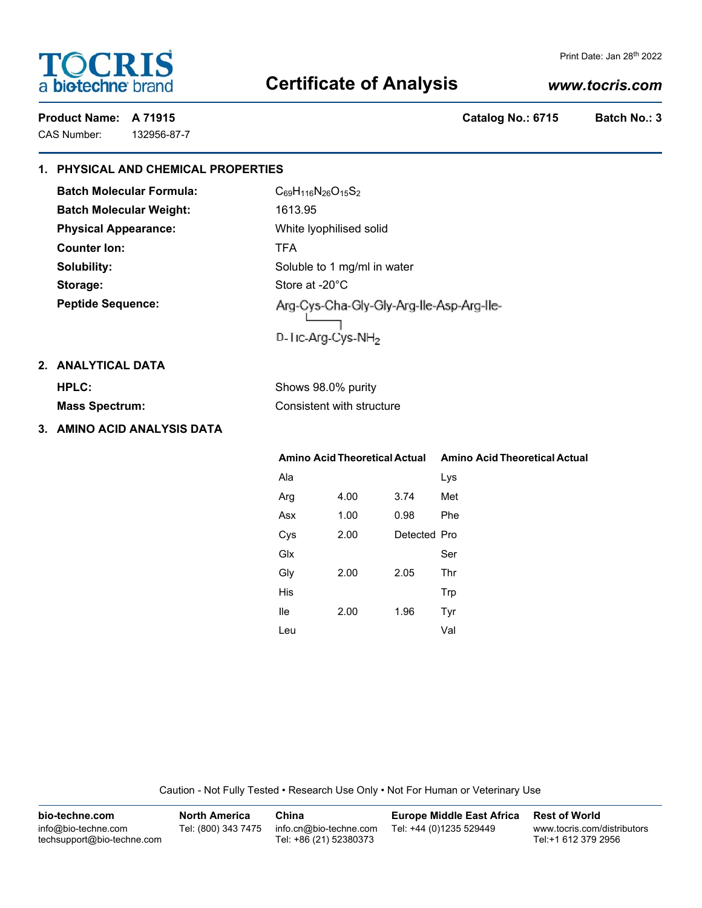TOCRIS
a biotechne brand

Print Date: Jan 28th 2022

# Certificate of Analysis

*www.tocris.com*

**Product Name: A 71915** | **Catalog No.: 6715** | **Batch No.: 3**

CAS Number: 132956-87-7

## 1. PHYSICAL AND CHEMICAL PROPERTIES

**Batch Molecular Formula:** $C_{69}H_{116}N_{26}O_{15}S_2$

**Batch Molecular Weight:** 1613.95

**Physical Appearance:** White lyophilised solid

**Counter Ion:** TFA

**Solubility:** Soluble to 1 mg/ml in water

**Storage:** Store at -20°C

**Peptide Sequence:** Arg-Cys-Cha-Gly-Gly-Arg-Ile-Asp-Arg-Ile-D-Tic-Arg-Cys-$NH_2$ (disulfide bridge between Cys2 and Cys13)

## 2. ANALYTICAL DATA

**HPLC:** Shows 98.0% purity

**Mass Spectrum:** Consistent with structure

## 3. AMINO ACID ANALYSIS DATA

| Amino Acid | Theoretical | Actual | Amino Acid | Theoretical | Actual |
|---|---|---|---|---|---|
| Ala | | | Lys | | |
| Arg | 4.00 | 3.74 | Met | | |
| Asx | 1.00 | 0.98 | Phe | | |
| Cys | 2.00 | Detected | Pro | | |
| Glx | | | Ser | | |
| Gly | 2.00 | 2.05 | Thr | | |
| His | | | Trp | | |
| Ile | 2.00 | 1.96 | Tyr | | |
| Leu | | | Val | | |

Caution - Not Fully Tested • Research Use Only • Not For Human or Veterinary Use

**bio-techne.com**
info@bio-techne.com
techsupport@bio-techne.com

**North America**
Tel: (800) 343 7475

**China**
info.cn@bio-techne.com
Tel: +86 (21) 52380373

**Europe Middle East Africa**
Tel: +44 (0)1235 529449

**Rest of World**
www.tocris.com/distributors
Tel:+1 612 379 2956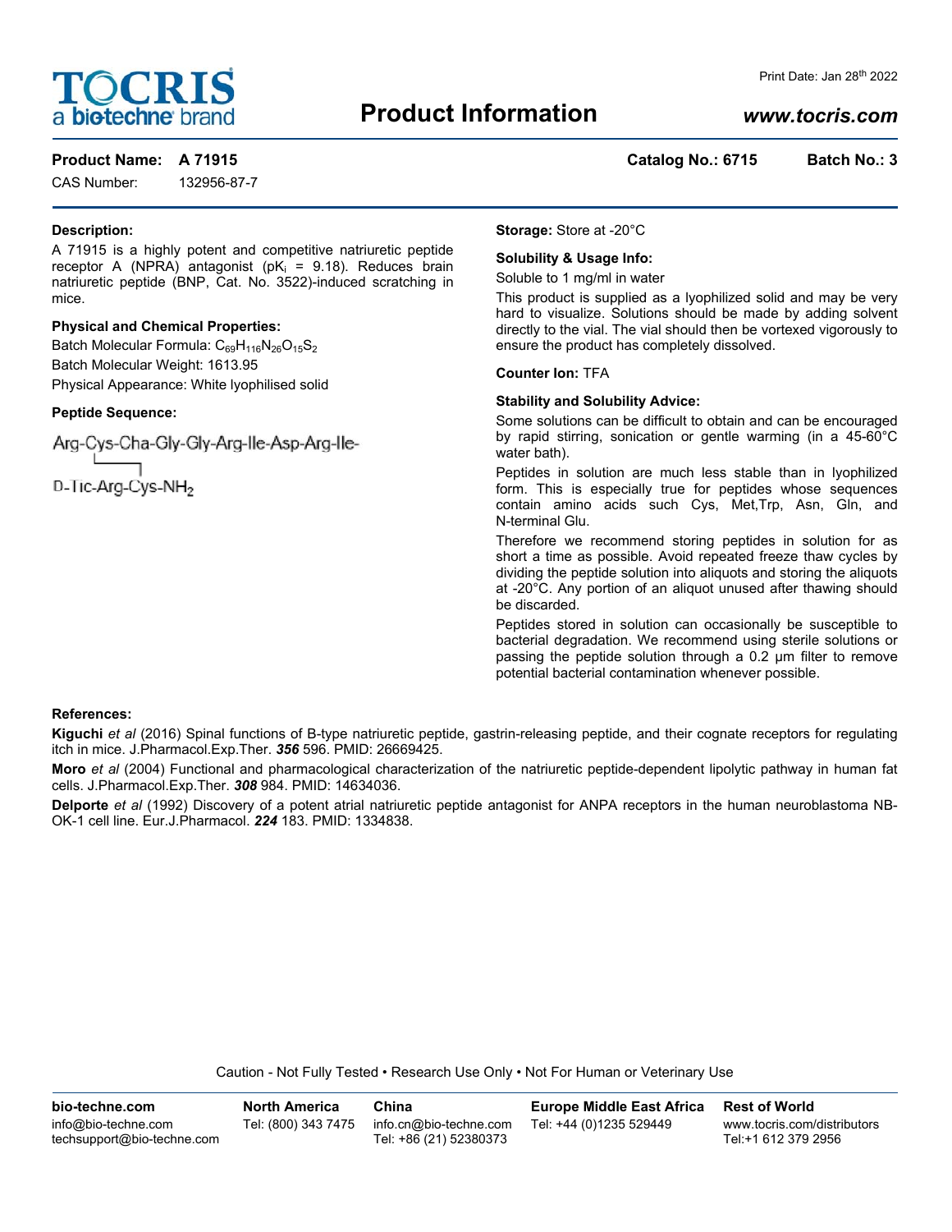# Product Information

**Product Name: A 71915** **Catalog No.: 6715** **Batch No.: 3**

CAS Number: 132956-87-7

### Description:

A 71915 is a highly potent and competitive natriuretic peptide receptor A (NPRA) antagonist ($pK_i$ = 9.18). Reduces brain natriuretic peptide (BNP, Cat. No. 3522)-induced scratching in mice.

### Physical and Chemical Properties:

Batch Molecular Formula: $C_{69}H_{116}N_{26}O_{15}S_2$

Batch Molecular Weight: 1613.95

Physical Appearance: White lyophilised solid

### Peptide Sequence:

Arg-Cys-Cha-Gly-Gly-Arg-Ile-Asp-Arg-Ile-
D-Tic-Arg-Cys-NH$_2$

**Storage:** Store at -20°C

### Solubility & Usage Info:

Soluble to 1 mg/ml in water

This product is supplied as a lyophilized solid and may be very hard to visualize. Solutions should be made by adding solvent directly to the vial. The vial should then be vortexed vigorously to ensure the product has completely dissolved.

**Counter Ion:** TFA

### Stability and Solubility Advice:

Some solutions can be difficult to obtain and can be encouraged by rapid stirring, sonication or gentle warming (in a 45-60°C water bath).

Peptides in solution are much less stable than in lyophilized form. This is especially true for peptides whose sequences contain amino acids such Cys, Met,Trp, Asn, Gln, and N-terminal Glu.

Therefore we recommend storing peptides in solution for as short a time as possible. Avoid repeated freeze thaw cycles by dividing the peptide solution into aliquots and storing the aliquots at -20°C. Any portion of an aliquot unused after thawing should be discarded.

Peptides stored in solution can occasionally be susceptible to bacterial degradation. We recommend using sterile solutions or passing the peptide solution through a 0.2 µm filter to remove potential bacterial contamination whenever possible.

### References:

**Kiguchi** *et al* (2016) Spinal functions of B-type natriuretic peptide, gastrin-releasing peptide, and their cognate receptors for regulating itch in mice. J.Pharmacol.Exp.Ther. ***356*** 596. PMID: 26669425.

**Moro** *et al* (2004) Functional and pharmacological characterization of the natriuretic peptide-dependent lipolytic pathway in human fat cells. J.Pharmacol.Exp.Ther. ***308*** 984. PMID: 14634036.

**Delporte** *et al* (1992) Discovery of a potent atrial natriuretic peptide antagonist for ANPA receptors in the human neuroblastoma NB-OK-1 cell line. Eur.J.Pharmacol. ***224*** 183. PMID: 1334838.

Caution - Not Fully Tested • Research Use Only • Not For Human or Veterinary Use